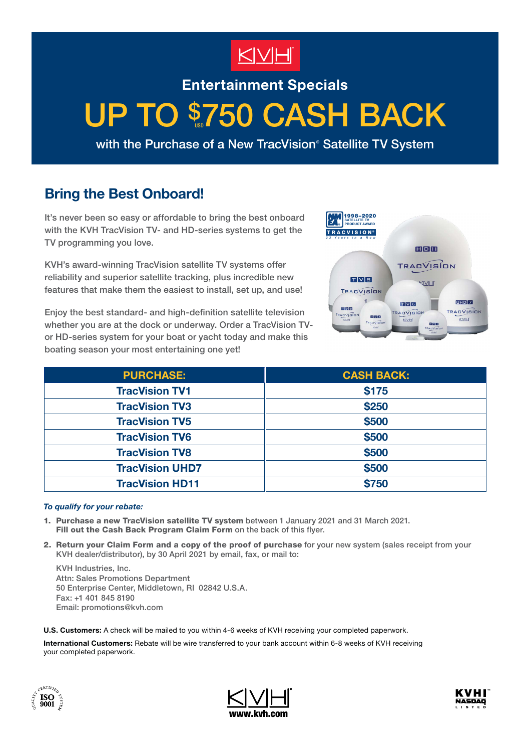KVH

## Entertainment Specials

# UP TO $750 USD CASH BACK

with the Purchase of a New TracVision® Satellite TV System

## Bring the Best Onboard!

It's never been so easy or affordable to bring the best onboard with the KVH TracVision TV- and HD-series systems to get the TV programming you love.

KVH's award-winning TracVision satellite TV systems offer reliability and superior satellite tracking, plus incredible new features that make them the easiest to install, set up, and use!

Enjoy the best standard- and high-definition satellite television whether you are at the dock or underway. Order a TracVision TV- or HD-series system for your boat or yacht today and make this boating season your most entertaining one yet!

| PURCHASE: | CASH BACK: |
|---|---|
| TracVision TV1 | $175 |
| TracVision TV3 | $250 |
| TracVision TV5 | $500 |
| TracVision TV6 | $500 |
| TracVision TV8 | $500 |
| TracVision UHD7 | $500 |
| TracVision HD11 | $750 |

***To qualify for your rebate:***

1. **Purchase a new TracVision satellite TV system** between 1 January 2021 and 31 March 2021. **Fill out the Cash Back Program Claim Form** on the back of this flyer.
2. **Return your Claim Form and a copy of the proof of purchase** for your new system (sales receipt from your KVH dealer/distributor), by 30 April 2021 by email, fax, or mail to:

   KVH Industries, Inc.
   Attn: Sales Promotions Department
   50 Enterprise Center, Middletown, RI 02842 U.S.A.
   Fax: +1 401 845 8190
   Email: promotions@kvh.com

**U.S. Customers:** A check will be mailed to you within 4-6 weeks of KVH receiving your completed paperwork.

**International Customers:** Rebate will be wire transferred to your bank account within 6-8 weeks of KVH receiving your completed paperwork.

www.kvh.com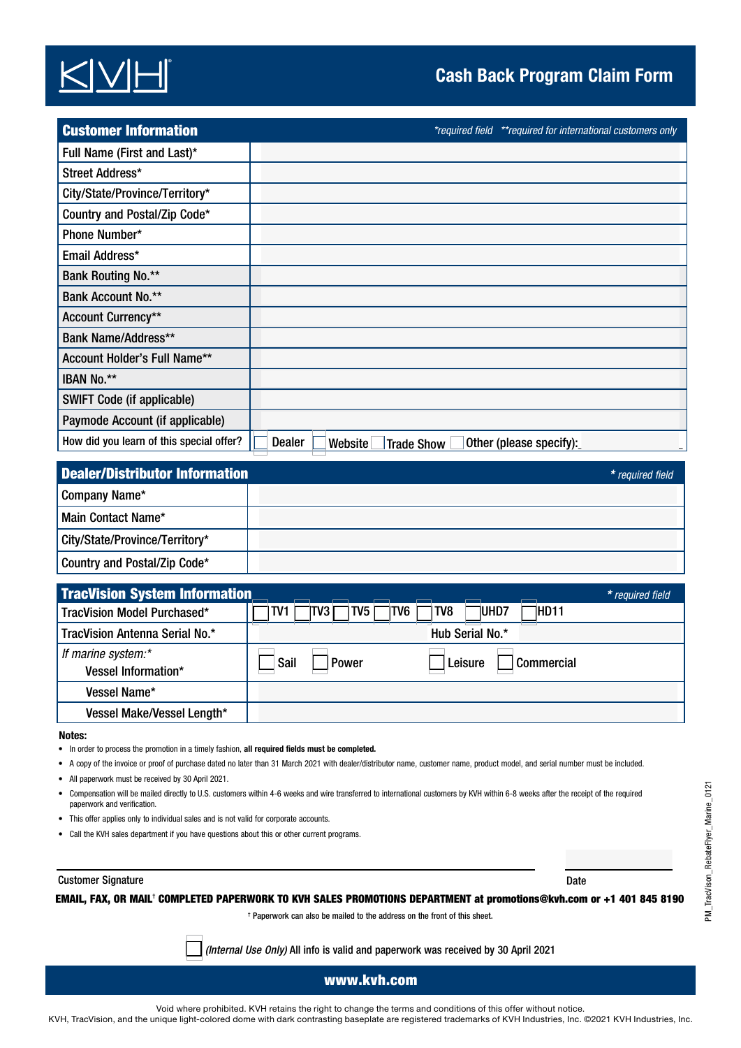# KVH

## Cash Back Program Claim Form

### Customer Information

*\*required field \*\*required for international customers only*

| | |
|---|---|
| Full Name (First and Last)* | |
| Street Address* | |
| City/State/Province/Territory* | |
| Country and Postal/Zip Code* | |
| Phone Number* | |
| Email Address* | |
| Bank Routing No.** | |
| Bank Account No.** | |
| Account Currency** | |
| Bank Name/Address** | |
| Account Holder's Full Name** | |
| IBAN No.** | |
| SWIFT Code (if applicable) | |
| Paymode Account (if applicable) | |
| How did you learn of this special offer? | ☐ Dealer ☐ Website ☐ Trade Show ☐ Other (please specify): |

### Dealer/Distributor Information

*\* required field*

| | |
|---|---|
| Company Name* | |
| Main Contact Name* | |
| City/State/Province/Territory* | |
| Country and Postal/Zip Code* | |

### TracVision System Information

*\* required field*

| | | | |
|---|---|---|---|
| TracVision Model Purchased* | ☐ TV1 ☐ TV3 ☐ TV5 ☐ TV6 ☐ TV8 ☐ UHD7 ☐ HD11 | | |
| TracVision Antenna Serial No.* | | Hub Serial No.* | |
| *If marine system:\** Vessel Information* | ☐ Sail ☐ Power ☐ Leisure ☐ Commercial | | |
| Vessel Name* | | | |
| Vessel Make/Vessel Length* | | | |

**Notes:**

- In order to process the promotion in a timely fashion, **all required fields must be completed.**
- A copy of the invoice or proof of purchase dated no later than 31 March 2021 with dealer/distributor name, customer name, product model, and serial number must be included.
- All paperwork must be received by 30 April 2021.
- Compensation will be mailed directly to U.S. customers within 4-6 weeks and wire transferred to international customers by KVH within 6-8 weeks after the receipt of the required paperwork and verification.
- This offer applies only to individual sales and is not valid for corporate accounts.
- Call the KVH sales department if you have questions about this or other current programs.

Customer Signature ____________________ Date __________

**EMAIL, FAX, OR MAIL† COMPLETED PAPERWORK TO KVH SALES PROMOTIONS DEPARTMENT at promotions@kvh.com or +1 401 845 8190**

† Paperwork can also be mailed to the address on the front of this sheet.

☐ *(Internal Use Only)* All info is valid and paperwork was received by 30 April 2021

**www.kvh.com**

Void where prohibited. KVH retains the right to change the terms and conditions of this offer without notice.
KVH, TracVision, and the unique light-colored dome with dark contrasting baseplate are registered trademarks of KVH Industries, Inc. ©2021 KVH Industries, Inc.

PM_TracVison_RebateFlyer_Marine_0121